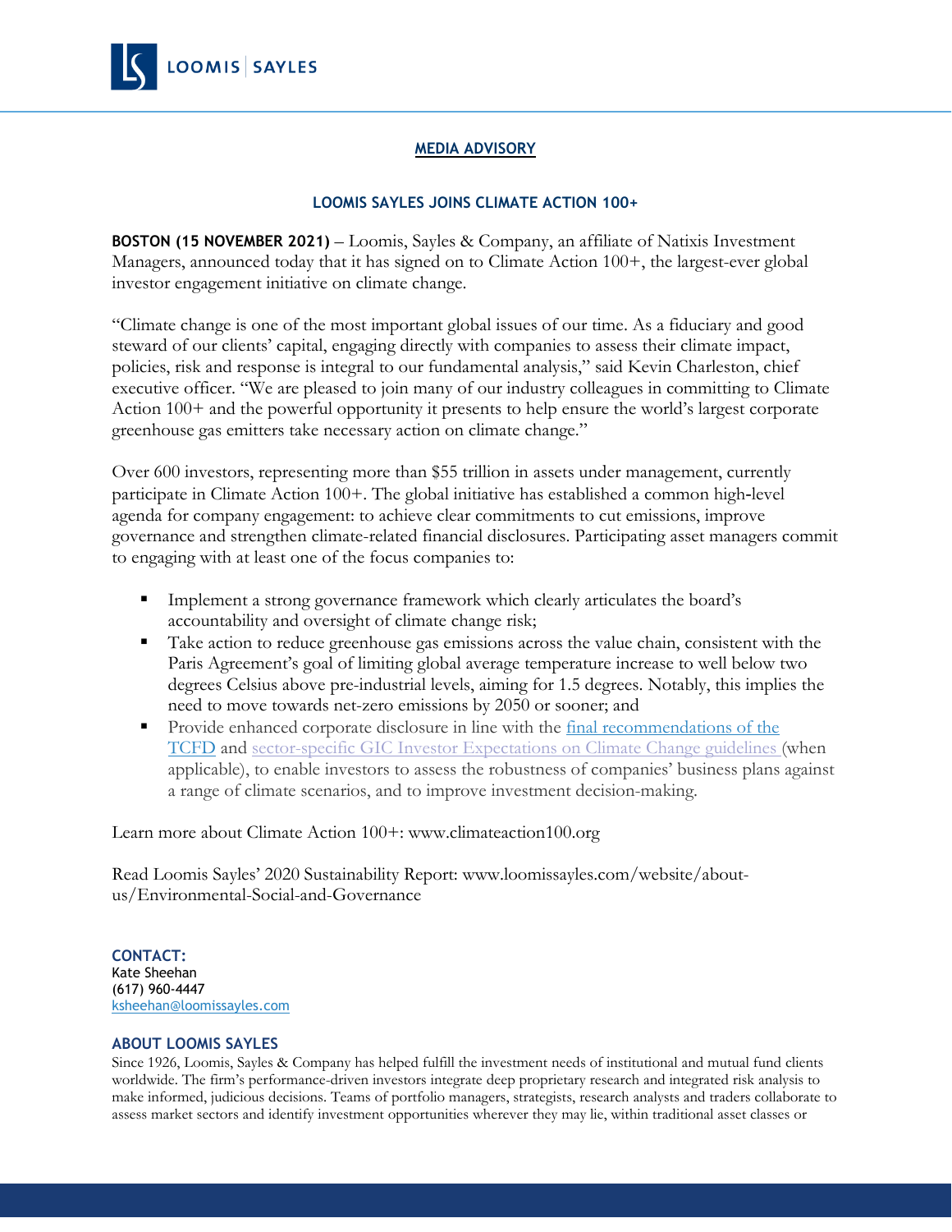LOOMIS | SAYLES

**MEDIA ADVISORY**

**LOOMIS SAYLES JOINS CLIMATE ACTION 100+**

**BOSTON (15 NOVEMBER 2021)** – Loomis, Sayles & Company, an affiliate of Natixis Investment Managers, announced today that it has signed on to Climate Action 100+, the largest-ever global investor engagement initiative on climate change.

"Climate change is one of the most important global issues of our time. As a fiduciary and good steward of our clients' capital, engaging directly with companies to assess their climate impact, policies, risk and response is integral to our fundamental analysis," said Kevin Charleston, chief executive officer. "We are pleased to join many of our industry colleagues in committing to Climate Action 100+ and the powerful opportunity it presents to help ensure the world's largest corporate greenhouse gas emitters take necessary action on climate change."

Over 600 investors, representing more than $55 trillion in assets under management, currently participate in Climate Action 100+. The global initiative has established a common high-level agenda for company engagement: to achieve clear commitments to cut emissions, improve governance and strengthen climate-related financial disclosures. Participating asset managers commit to engaging with at least one of the focus companies to:

- Implement a strong governance framework which clearly articulates the board's accountability and oversight of climate change risk;
- Take action to reduce greenhouse gas emissions across the value chain, consistent with the Paris Agreement's goal of limiting global average temperature increase to well below two degrees Celsius above pre-industrial levels, aiming for 1.5 degrees. Notably, this implies the need to move towards net-zero emissions by 2050 or sooner; and
- Provide enhanced corporate disclosure in line with the final recommendations of the TCFD and sector-specific GIC Investor Expectations on Climate Change guidelines (when applicable), to enable investors to assess the robustness of companies' business plans against a range of climate scenarios, and to improve investment decision-making.

Learn more about Climate Action 100+: www.climateaction100.org

Read Loomis Sayles' 2020 Sustainability Report: www.loomissayles.com/website/about-us/Environmental-Social-and-Governance

**CONTACT:**
Kate Sheehan
(617) 960-4447
ksheehan@loomissayles.com

**ABOUT LOOMIS SAYLES**

Since 1926, Loomis, Sayles & Company has helped fulfill the investment needs of institutional and mutual fund clients worldwide. The firm's performance-driven investors integrate deep proprietary research and integrated risk analysis to make informed, judicious decisions. Teams of portfolio managers, strategists, research analysts and traders collaborate to assess market sectors and identify investment opportunities wherever they may lie, within traditional asset classes or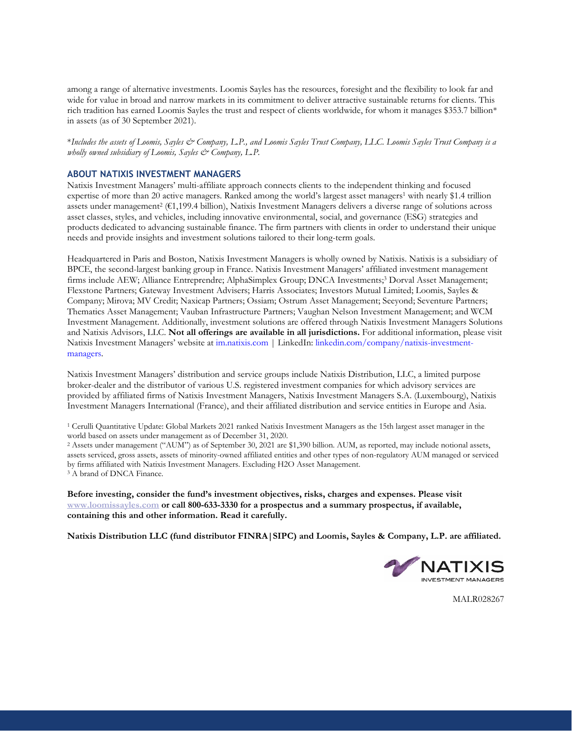among a range of alternative investments. Loomis Sayles has the resources, foresight and the flexibility to look far and wide for value in broad and narrow markets in its commitment to deliver attractive sustainable returns for clients. This rich tradition has earned Loomis Sayles the trust and respect of clients worldwide, for whom it manages $353.7 billion* in assets (as of 30 September 2021).

**Includes the assets of Loomis, Sayles & Company, L.P., and Loomis Sayles Trust Company, LLC. Loomis Sayles Trust Company is a wholly owned subsidiary of Loomis, Sayles & Company, L.P.*

## ABOUT NATIXIS INVESTMENT MANAGERS

Natixis Investment Managers' multi-affiliate approach connects clients to the independent thinking and focused expertise of more than 20 active managers. Ranked among the world's largest asset managers[1] with nearly $1.4 trillion assets under management[2] (€1,199.4 billion), Natixis Investment Managers delivers a diverse range of solutions across asset classes, styles, and vehicles, including innovative environmental, social, and governance (ESG) strategies and products dedicated to advancing sustainable finance. The firm partners with clients in order to understand their unique needs and provide insights and investment solutions tailored to their long-term goals.

Headquartered in Paris and Boston, Natixis Investment Managers is wholly owned by Natixis. Natixis is a subsidiary of BPCE, the second-largest banking group in France. Natixis Investment Managers' affiliated investment management firms include AEW; Alliance Entreprendre; AlphaSimplex Group; DNCA Investments;[3] Dorval Asset Management; Flexstone Partners; Gateway Investment Advisers; Harris Associates; Investors Mutual Limited; Loomis, Sayles & Company; Mirova; MV Credit; Naxicap Partners; Ossiam; Ostrum Asset Management; Seeyond; Seventure Partners; Thematics Asset Management; Vauban Infrastructure Partners; Vaughan Nelson Investment Management; and WCM Investment Management. Additionally, investment solutions are offered through Natixis Investment Managers Solutions and Natixis Advisors, LLC. **Not all offerings are available in all jurisdictions.** For additional information, please visit Natixis Investment Managers' website at im.natixis.com | LinkedIn: linkedin.com/company/natixis-investment-managers.

Natixis Investment Managers' distribution and service groups include Natixis Distribution, LLC, a limited purpose broker-dealer and the distributor of various U.S. registered investment companies for which advisory services are provided by affiliated firms of Natixis Investment Managers, Natixis Investment Managers S.A. (Luxembourg), Natixis Investment Managers International (France), and their affiliated distribution and service entities in Europe and Asia.

[1] Cerulli Quantitative Update: Global Markets 2021 ranked Natixis Investment Managers as the 15th largest asset manager in the world based on assets under management as of December 31, 2020.
[2] Assets under management ("AUM") as of September 30, 2021 are $1,390 billion. AUM, as reported, may include notional assets, assets serviced, gross assets, assets of minority-owned affiliated entities and other types of non-regulatory AUM managed or serviced by firms affiliated with Natixis Investment Managers. Excluding H2O Asset Management.
[3] A brand of DNCA Finance.

**Before investing, consider the fund's investment objectives, risks, charges and expenses. Please visit www.loomissayles.com or call 800-633-3330 for a prospectus and a summary prospectus, if available, containing this and other information. Read it carefully.**

**Natixis Distribution LLC (fund distributor FINRA|SIPC) and Loomis, Sayles & Company, L.P. are affiliated.**

NATIXIS INVESTMENT MANAGERS

MALR028267